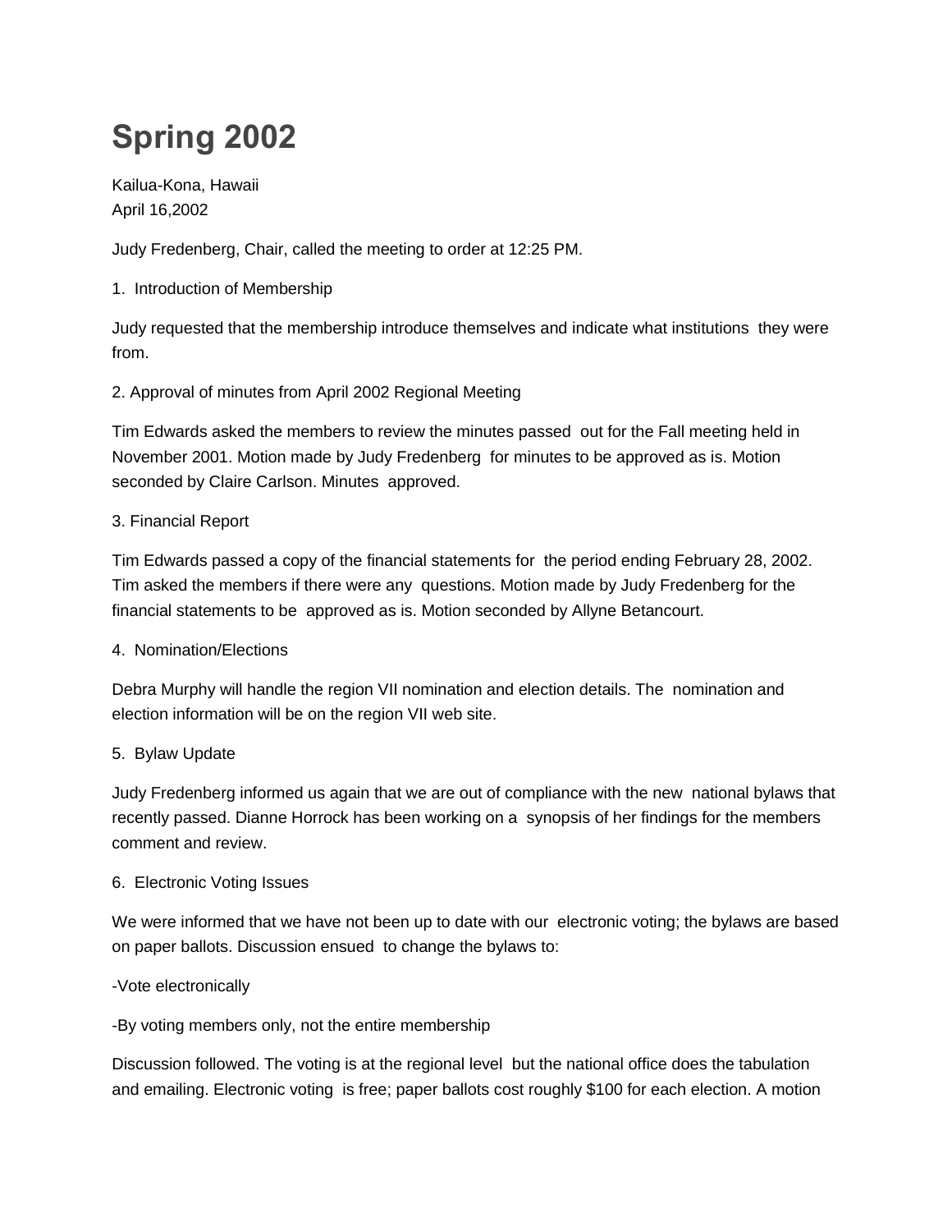# Spring 2002

Kailua-Kona, Hawaii
April 16,2002

Judy Fredenberg, Chair, called the meeting to order at 12:25 PM.

1. Introduction of Membership

Judy requested that the membership introduce themselves and indicate what institutions they were from.

2. Approval of minutes from April 2002 Regional Meeting

Tim Edwards asked the members to review the minutes passed out for the Fall meeting held in November 2001. Motion made by Judy Fredenberg for minutes to be approved as is. Motion seconded by Claire Carlson. Minutes approved.

3. Financial Report

Tim Edwards passed a copy of the financial statements for the period ending February 28, 2002. Tim asked the members if there were any questions. Motion made by Judy Fredenberg for the financial statements to be approved as is. Motion seconded by Allyne Betancourt.

4. Nomination/Elections

Debra Murphy will handle the region VII nomination and election details. The nomination and election information will be on the region VII web site.

5. Bylaw Update

Judy Fredenberg informed us again that we are out of compliance with the new national bylaws that recently passed. Dianne Horrock has been working on a synopsis of her findings for the members comment and review.

6. Electronic Voting Issues

We were informed that we have not been up to date with our electronic voting; the bylaws are based on paper ballots. Discussion ensued to change the bylaws to:

-Vote electronically

-By voting members only, not the entire membership

Discussion followed. The voting is at the regional level but the national office does the tabulation and emailing. Electronic voting is free; paper ballots cost roughly $100 for each election. A motion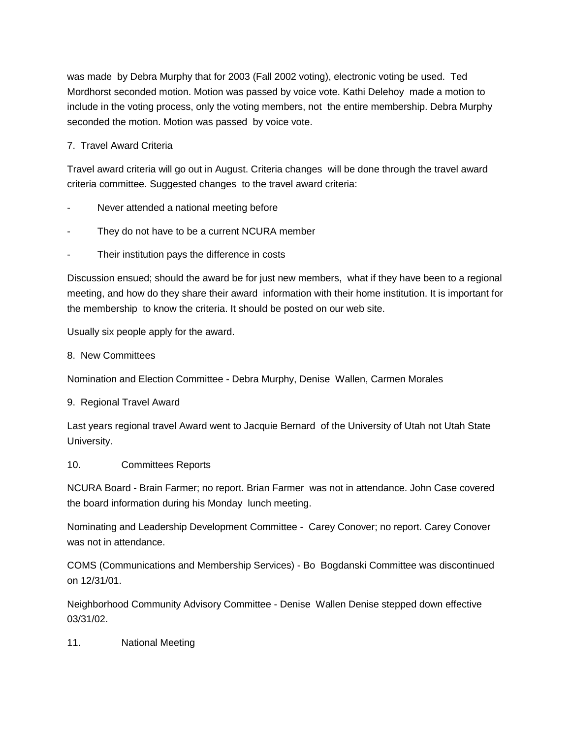was made by Debra Murphy that for 2003 (Fall 2002 voting), electronic voting be used. Ted Mordhorst seconded motion. Motion was passed by voice vote. Kathi Delehoy made a motion to include in the voting process, only the voting members, not the entire membership. Debra Murphy seconded the motion. Motion was passed by voice vote.

7. Travel Award Criteria

Travel award criteria will go out in August. Criteria changes will be done through the travel award criteria committee. Suggested changes to the travel award criteria:

- Never attended a national meeting before
- They do not have to be a current NCURA member
- Their institution pays the difference in costs

Discussion ensued; should the award be for just new members, what if they have been to a regional meeting, and how do they share their award information with their home institution. It is important for the membership to know the criteria. It should be posted on our web site.

Usually six people apply for the award.

8. New Committees

Nomination and Election Committee - Debra Murphy, Denise Wallen, Carmen Morales

9. Regional Travel Award

Last years regional travel Award went to Jacquie Bernard of the University of Utah not Utah State University.

10. Committees Reports

NCURA Board - Brain Farmer; no report. Brian Farmer was not in attendance. John Case covered the board information during his Monday lunch meeting.

Nominating and Leadership Development Committee - Carey Conover; no report. Carey Conover was not in attendance.

COMS (Communications and Membership Services) - Bo Bogdanski Committee was discontinued on 12/31/01.

Neighborhood Community Advisory Committee - Denise Wallen Denise stepped down effective 03/31/02.

11. National Meeting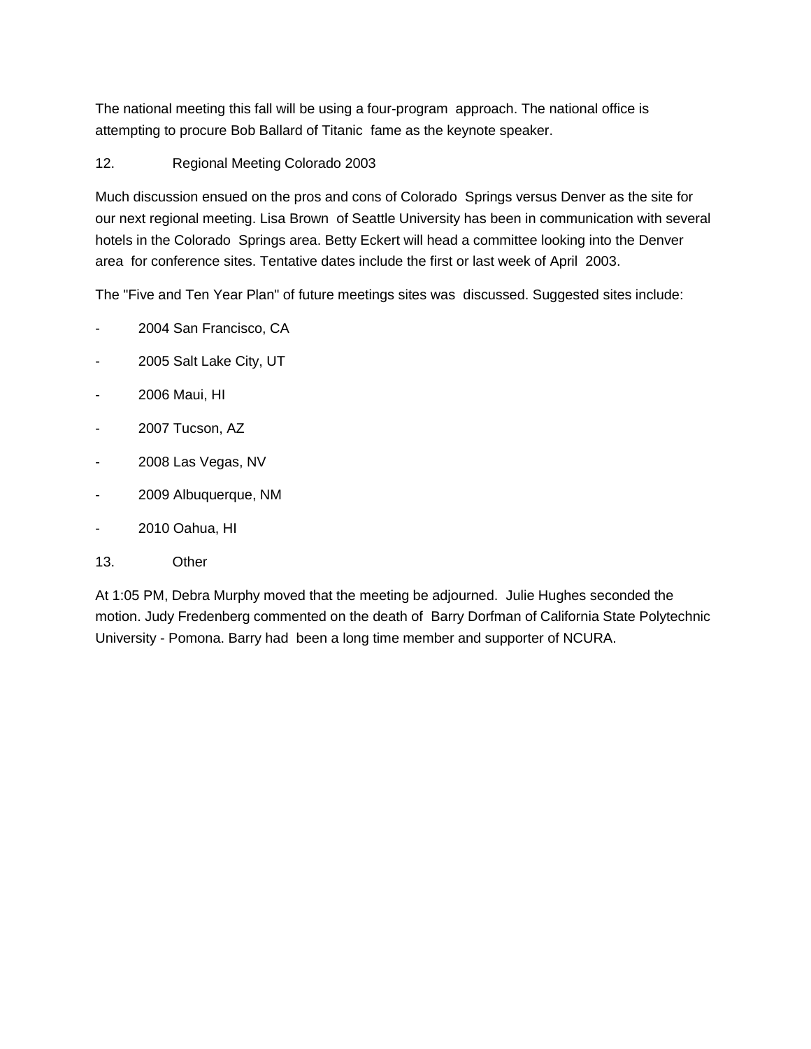The national meeting this fall will be using a four-program approach. The national office is attempting to procure Bob Ballard of Titanic fame as the keynote speaker.

12. Regional Meeting Colorado 2003

Much discussion ensued on the pros and cons of Colorado Springs versus Denver as the site for our next regional meeting. Lisa Brown of Seattle University has been in communication with several hotels in the Colorado Springs area. Betty Eckert will head a committee looking into the Denver area for conference sites. Tentative dates include the first or last week of April 2003.

The "Five and Ten Year Plan" of future meetings sites was discussed. Suggested sites include:

- 2004 San Francisco, CA
- 2005 Salt Lake City, UT
- 2006 Maui, HI
- 2007 Tucson, AZ
- 2008 Las Vegas, NV
- 2009 Albuquerque, NM
- 2010 Oahua, HI

13. Other

At 1:05 PM, Debra Murphy moved that the meeting be adjourned. Julie Hughes seconded the motion. Judy Fredenberg commented on the death of Barry Dorfman of California State Polytechnic University - Pomona. Barry had been a long time member and supporter of NCURA.